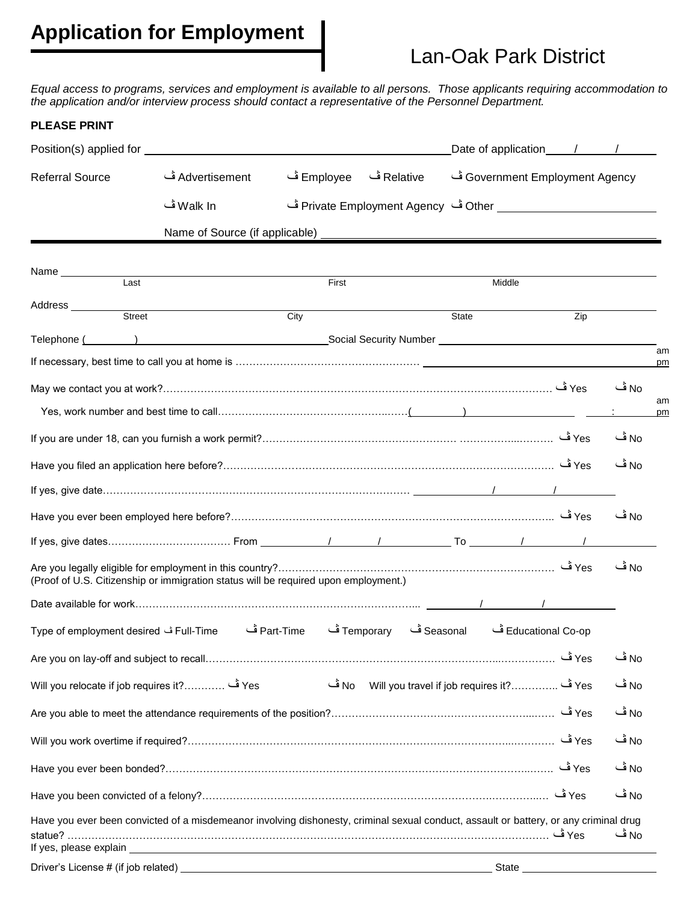# Application for Employment

## Lan-Oak Park District

*Equal access to programs, services and employment is available to all persons. Those applicants requiring accommodation to the application and/or interview process should contact a representative of the Personnel Department.*

**PLEASE PRINT**

Position(s) applied for ______________________________ Date of application ____/____/____

Referral Source ڤ Advertisement ڤ Employee ڤ Relative ڤ Government Employment Agency

ڤ Walk In ڤ Private Employment Agency ڤ Other ______________________

Name of Source (if applicable) ______________________________

---

Name ______________________________________________
Last First Middle

Address ______________________________________________
Street City State Zip

Telephone (______) ____________________ Social Security Number ____________________

If necessary, best time to call you at home is ………………………………………………… ____________________ am/pm

May we contact you at work?……………………………………………………………………………………………… ڤ Yes ڤ No

Yes, work number and best time to call………………………………………………(______) ____________ ____:____ am/pm

If you are under 18, can you furnish a work permit?………………………………………………… ……………...……… ڤ Yes ڤ No

Have you filed an application here before?…………………………………………………………………………………… ڤ Yes ڤ No

If yes, give date……………………………………………………………………………… ____/____/____

Have you ever been employed here before?………………………………………………………………………………….. ڤ Yes ڤ No

If yes, give dates……………………………… From ____/____/____ To ____/____/____

Are you legally eligible for employment in this country?……………………………………………………………………… ڤ Yes ڤ No
(Proof of U.S. Citizenship or immigration status will be required upon employment.)

Date available for work………………………………………………………………………... ____/____/____

Type of employment desired ڤ Full-Time ڤ Part-Time ڤ Temporary ڤ Seasonal ڤ Educational Co-op

Are you on lay-off and subject to recall…………………………………………………………………………...…………… ڤ Yes ڤ No

Will you relocate if job requires it?………… ڤ Yes ڤ No Will you travel if job requires it?………….. ڤ Yes ڤ No

Are you able to meet the attendance requirements of the position?…………………………………………………...…… ڤ Yes ڤ No

Will you work overtime if required?…………………………………………………………………………………...………… ڤ Yes ڤ No

Have you ever been bonded?……………………………………………………………………………………………..……. ڤ Yes ڤ No

Have you been convicted of a felony?…………………………………………………………………………..…………..… ڤ Yes ڤ No

Have you ever been convicted of a misdemeanor involving dishonesty, criminal sexual conduct, assault or battery, or any criminal drug statue? ……………………………………………………………………………………………………………………… ڤ Yes ڤ No

If yes, please explain ______________________________________________

Driver's License # (if job related) ______________________________ State ____________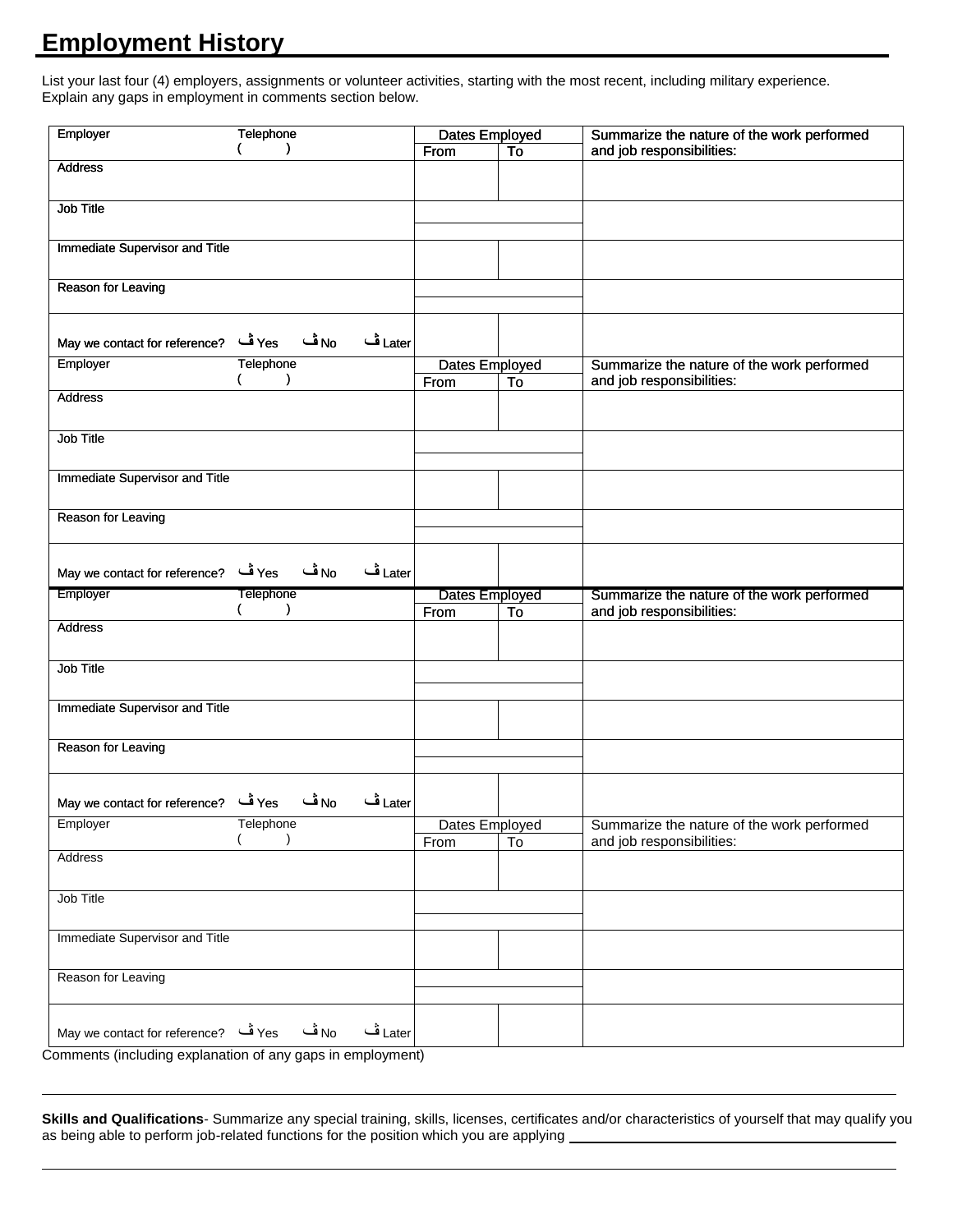## Employment History

List your last four (4) employers, assignments or volunteer activities, starting with the most recent, including military experience. Explain any gaps in employment in comments section below.

| Employer / Telephone ( ) | Dates Employed | | Summarize the nature of the work performed and job responsibilities: |
|---|---|---|---|
| | From | To | |
| Address | | | |
| Job Title | | | |
| Immediate Supervisor and Title | | | |
| Reason for Leaving | | | |
| May we contact for reference? ☐ Yes ☐ No ☐ Later | | | |

| Employer / Telephone ( ) | Dates Employed | | Summarize the nature of the work performed and job responsibilities: |
|---|---|---|---|
| | From | To | |
| Address | | | |
| Job Title | | | |
| Immediate Supervisor and Title | | | |
| Reason for Leaving | | | |
| May we contact for reference? ☐ Yes ☐ No ☐ Later | | | |

| Employer / Telephone ( ) | Dates Employed | | Summarize the nature of the work performed and job responsibilities: |
|---|---|---|---|
| | From | To | |
| Address | | | |
| Job Title | | | |
| Immediate Supervisor and Title | | | |
| Reason for Leaving | | | |
| May we contact for reference? ☐ Yes ☐ No ☐ Later | | | |

| Employer / Telephone ( ) | Dates Employed | | Summarize the nature of the work performed and job responsibilities: |
|---|---|---|---|
| | From | To | |
| Address | | | |
| Job Title | | | |
| Immediate Supervisor and Title | | | |
| Reason for Leaving | | | |
| May we contact for reference? ☐ Yes ☐ No ☐ Later | | | |

Comments (including explanation of any gaps in employment)

______________________________________________________________________

**Skills and Qualifications**- Summarize any special training, skills, licenses, certificates and/or characteristics of yourself that may qualify you as being able to perform job-related functions for the position which you are applying ______________________________

______________________________________________________________________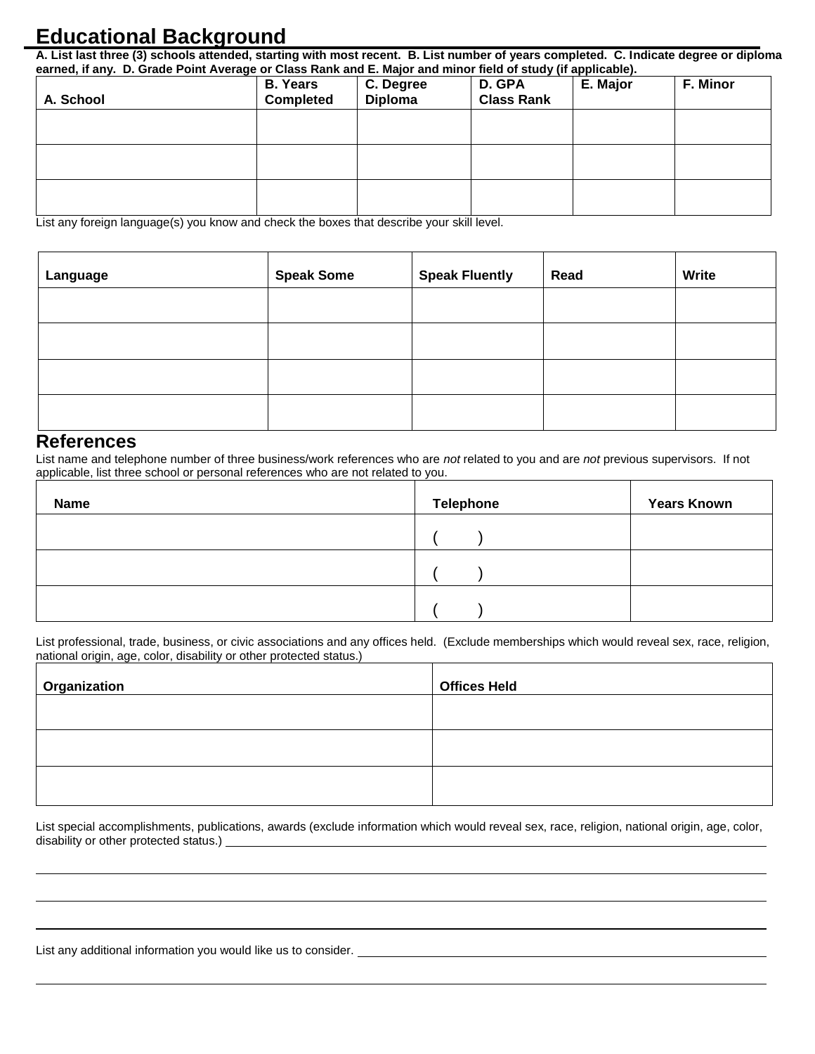## Educational Background

**A. List last three (3) schools attended, starting with most recent. B. List number of years completed. C. Indicate degree or diploma earned, if any. D. Grade Point Average or Class Rank and E. Major and minor field of study (if applicable).**

| A. School | B. Years Completed | C. Degree Diploma | D. GPA Class Rank | E. Major | F. Minor |
|---|---|---|---|---|---|
| | | | | | |
| | | | | | |
| | | | | | |

List any foreign language(s) you know and check the boxes that describe your skill level.

| Language | Speak Some | Speak Fluently | Read | Write |
|---|---|---|---|---|
| | | | | |
| | | | | |
| | | | | |
| | | | | |

## References

List name and telephone number of three business/work references who are *not* related to you and are *not* previous supervisors. If not applicable, list three school or personal references who are not related to you.

| Name | Telephone | Years Known |
|---|---|---|
| | ( ) | |
| | ( ) | |
| | ( ) | |

List professional, trade, business, or civic associations and any offices held. (Exclude memberships which would reveal sex, race, religion, national origin, age, color, disability or other protected status.)

| Organization | Offices Held |
|---|---|
| | |
| | |
| | |

List special accomplishments, publications, awards (exclude information which would reveal sex, race, religion, national origin, age, color, disability or other protected status.) ______________________________

______________________________

______________________________

______________________________

List any additional information you would like us to consider. ______________________________

______________________________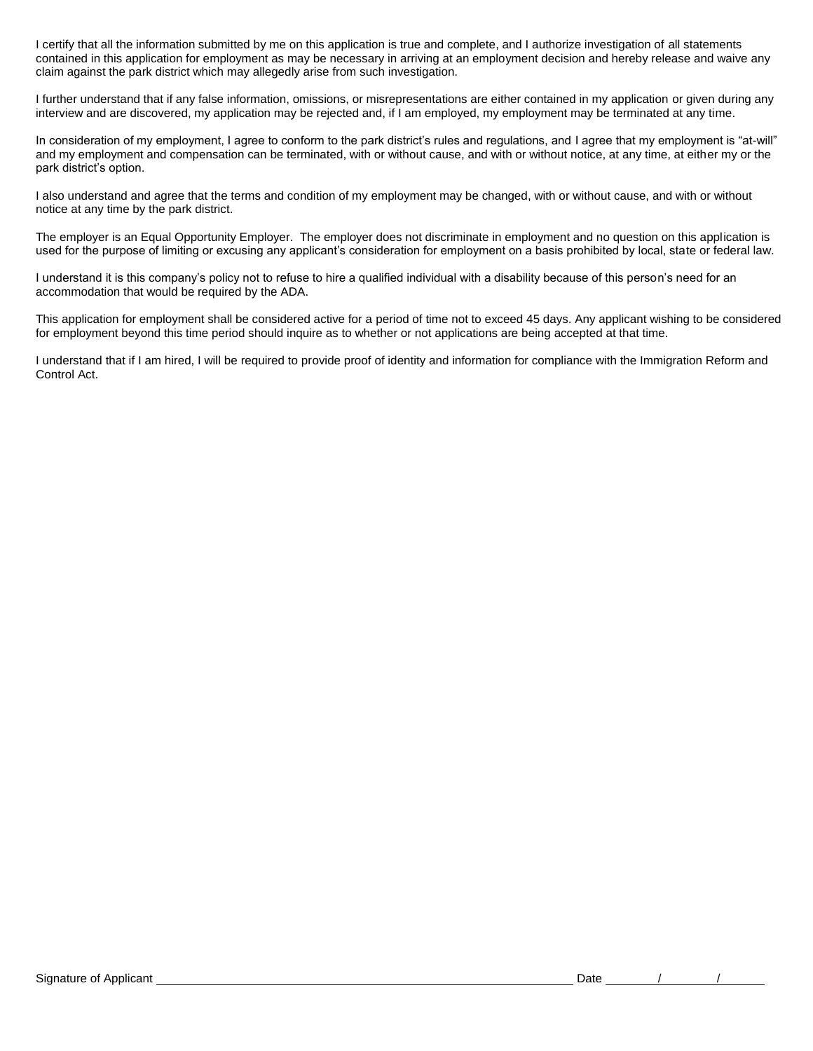I certify that all the information submitted by me on this application is true and complete, and I authorize investigation of all statements contained in this application for employment as may be necessary in arriving at an employment decision and hereby release and waive any claim against the park district which may allegedly arise from such investigation.

I further understand that if any false information, omissions, or misrepresentations are either contained in my application or given during any interview and are discovered, my application may be rejected and, if I am employed, my employment may be terminated at any time.

In consideration of my employment, I agree to conform to the park district's rules and regulations, and I agree that my employment is "at-will" and my employment and compensation can be terminated, with or without cause, and with or without notice, at any time, at either my or the park district's option.

I also understand and agree that the terms and condition of my employment may be changed, with or without cause, and with or without notice at any time by the park district.

The employer is an Equal Opportunity Employer. The employer does not discriminate in employment and no question on this application is used for the purpose of limiting or excusing any applicant's consideration for employment on a basis prohibited by local, state or federal law.

I understand it is this company's policy not to refuse to hire a qualified individual with a disability because of this person's need for an accommodation that would be required by the ADA.

This application for employment shall be considered active for a period of time not to exceed 45 days. Any applicant wishing to be considered for employment beyond this time period should inquire as to whether or not applications are being accepted at that time.

I understand that if I am hired, I will be required to provide proof of identity and information for compliance with the Immigration Reform and Control Act.

Signature of Applicant ______________________________________________ Date ______/______/______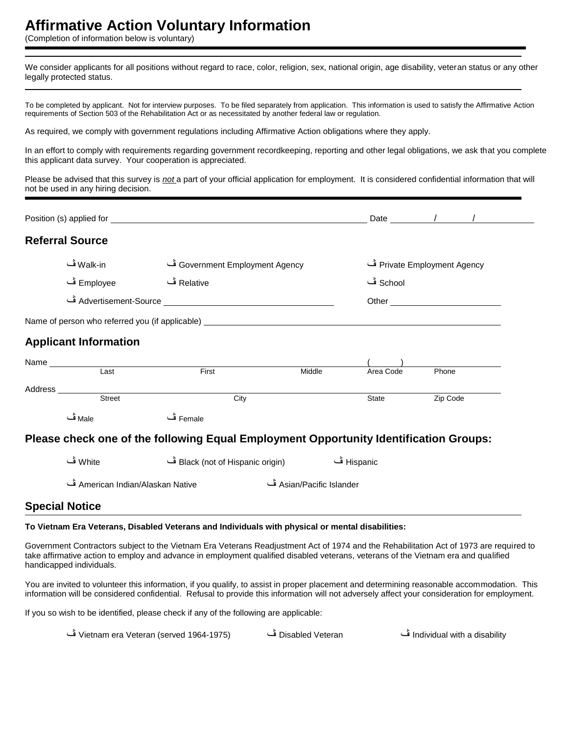# Affirmative Action Voluntary Information

(Completion of information below is voluntary)

---

We consider applicants for all positions without regard to race, color, religion, sex, national origin, age disability, veteran status or any other legally protected status.

---

To be completed by applicant. Not for interview purposes. To be filed separately from application. This information is used to satisfy the Affirmative Action requirements of Section 503 of the Rehabilitation Act or as necessitated by another federal law or regulation.

As required, we comply with government regulations including Affirmative Action obligations where they apply.

In an effort to comply with requirements regarding government recordkeeping, reporting and other legal obligations, we ask that you complete this applicant data survey. Your cooperation is appreciated.

Please be advised that this survey is *not* a part of your official application for employment. It is considered confidential information that will not be used in any hiring decision.

---

Position (s) applied for ______________________________ Date ____/____/______

## Referral Source

ڤ Walk-in ڤ Government Employment Agency ڤ Private Employment Agency

ڤ Employee ڤ Relative ڤ School

ڤ Advertisement-Source ______________________ Other ______________

Name of person who referred you (if applicable) ______________________________

## Applicant Information

Name ______________________________________________ (______) ____________

Last First Middle Area Code Phone

Address ____________________________________________________________

Street City State Zip Code

ڤ Male ڤ Female

## Please check one of the following Equal Employment Opportunity Identification Groups:

ڤ White ڤ Black (not of Hispanic origin) ڤ Hispanic

ڤ American Indian/Alaskan Native ڤ Asian/Pacific Islander

## Special Notice

**To Vietnam Era Veterans, Disabled Veterans and Individuals with physical or mental disabilities:**

Government Contractors subject to the Vietnam Era Veterans Readjustment Act of 1974 and the Rehabilitation Act of 1973 are required to take affirmative action to employ and advance in employment qualified disabled veterans, veterans of the Vietnam era and qualified handicapped individuals.

You are invited to volunteer this information, if you qualify, to assist in proper placement and determining reasonable accommodation. This information will be considered confidential. Refusal to provide this information will not adversely affect your consideration for employment.

If you so wish to be identified, please check if any of the following are applicable:

ڤ Vietnam era Veteran (served 1964-1975) ڤ Disabled Veteran ڤ Individual with a disability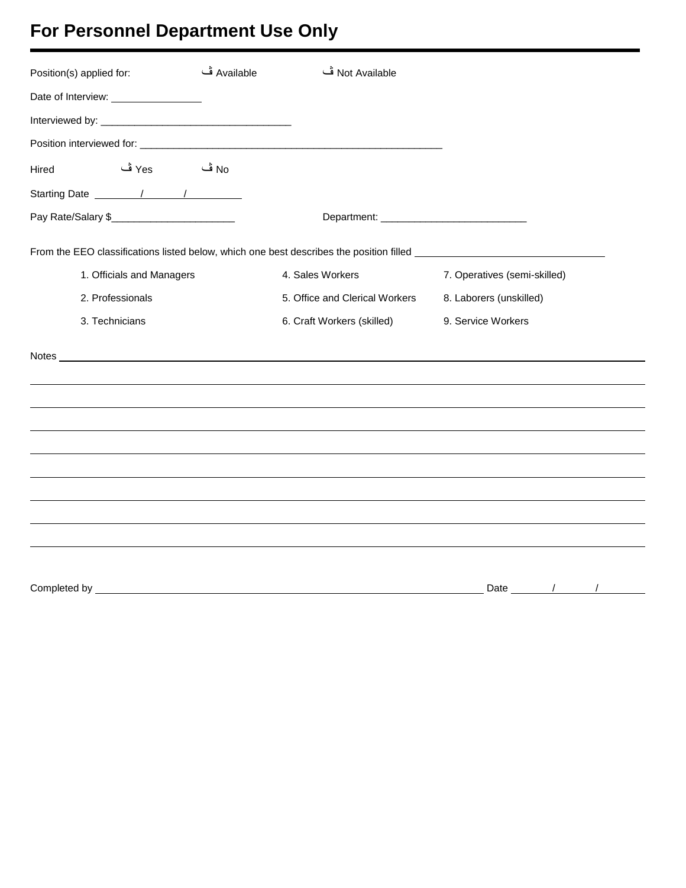# For Personnel Department Use Only

Position(s) applied for: ڤ Available ڤ Not Available

Date of Interview: ________________

Interviewed by: __________________________________

Position interviewed for: _____________________________________________________

Hired ڤ Yes ڤ No

Starting Date ______/______/______

Pay Rate/Salary $______________________ Department: __________________________

From the EEO classifications listed below, which one best describes the position filled ________________________________

1. Officials and Managers
2. Professionals
3. Technicians
4. Sales Workers
5. Office and Clerical Workers
6. Craft Workers (skilled)
7. Operatives (semi-skilled)
8. Laborers (unskilled)
9. Service Workers

Notes ______________________________________________________________________________

______________________________________________________________________________

______________________________________________________________________________

______________________________________________________________________________

______________________________________________________________________________

______________________________________________________________________________

______________________________________________________________________________

______________________________________________________________________________

______________________________________________________________________________

Completed by ____________________________________________________ Date ______/______/______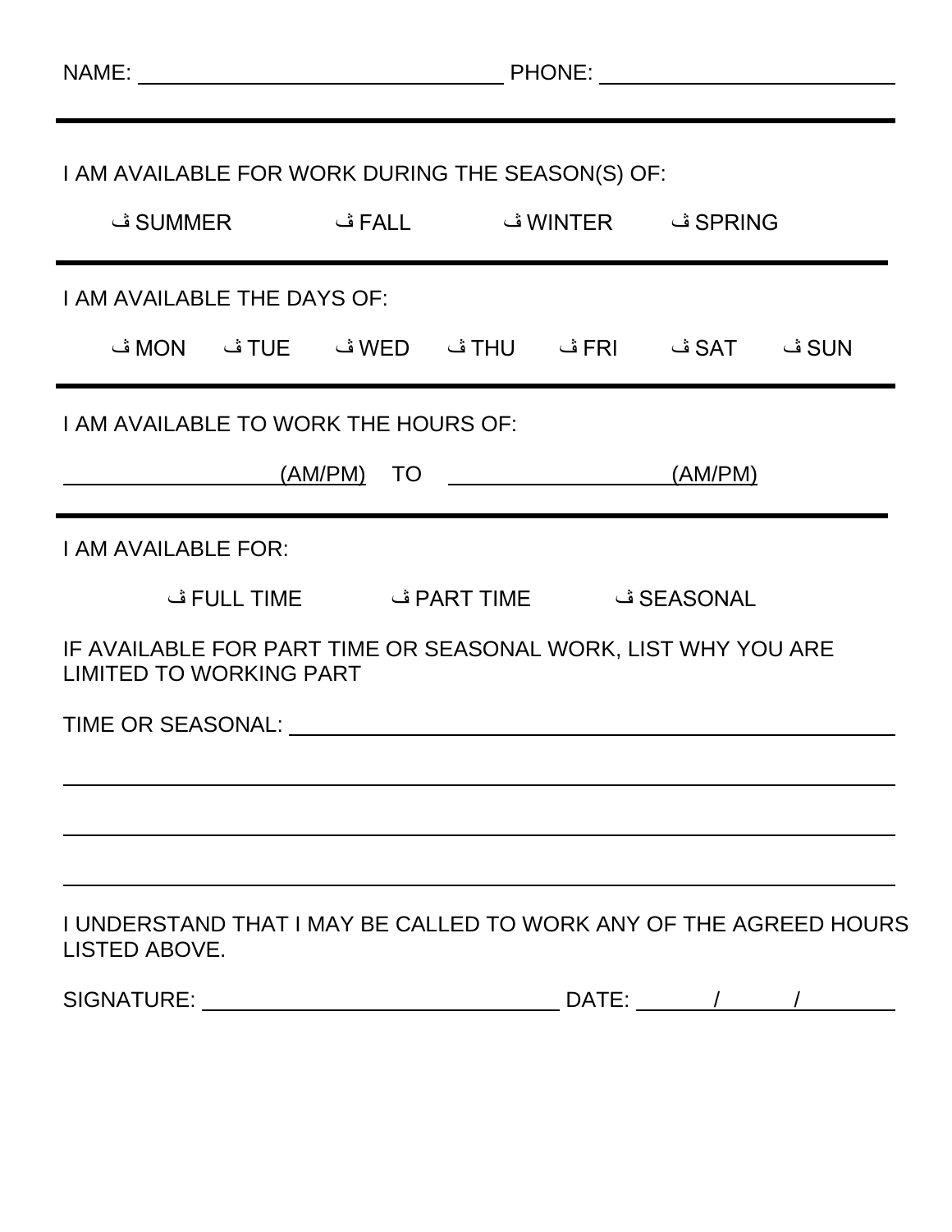NAME: ______________________________ PHONE: ________________________

---

I AM AVAILABLE FOR WORK DURING THE SEASON(S) OF:

ف SUMMER ف FALL ف WINTER ف SPRING

---

I AM AVAILABLE THE DAYS OF:

ف MON ف TUE ف WED ف THU ف FRI ف SAT ف SUN

---

I AM AVAILABLE TO WORK THE HOURS OF:

________________(AM/PM) TO ________________(AM/PM)

---

I AM AVAILABLE FOR:

ف FULL TIME ف PART TIME ف SEASONAL

IF AVAILABLE FOR PART TIME OR SEASONAL WORK, LIST WHY YOU ARE LIMITED TO WORKING PART

TIME OR SEASONAL: ______________________________________________

________________________________________________________________

________________________________________________________________

________________________________________________________________

I UNDERSTAND THAT I MAY BE CALLED TO WORK ANY OF THE AGREED HOURS LISTED ABOVE.

SIGNATURE: ______________________________ DATE: ____/____/______